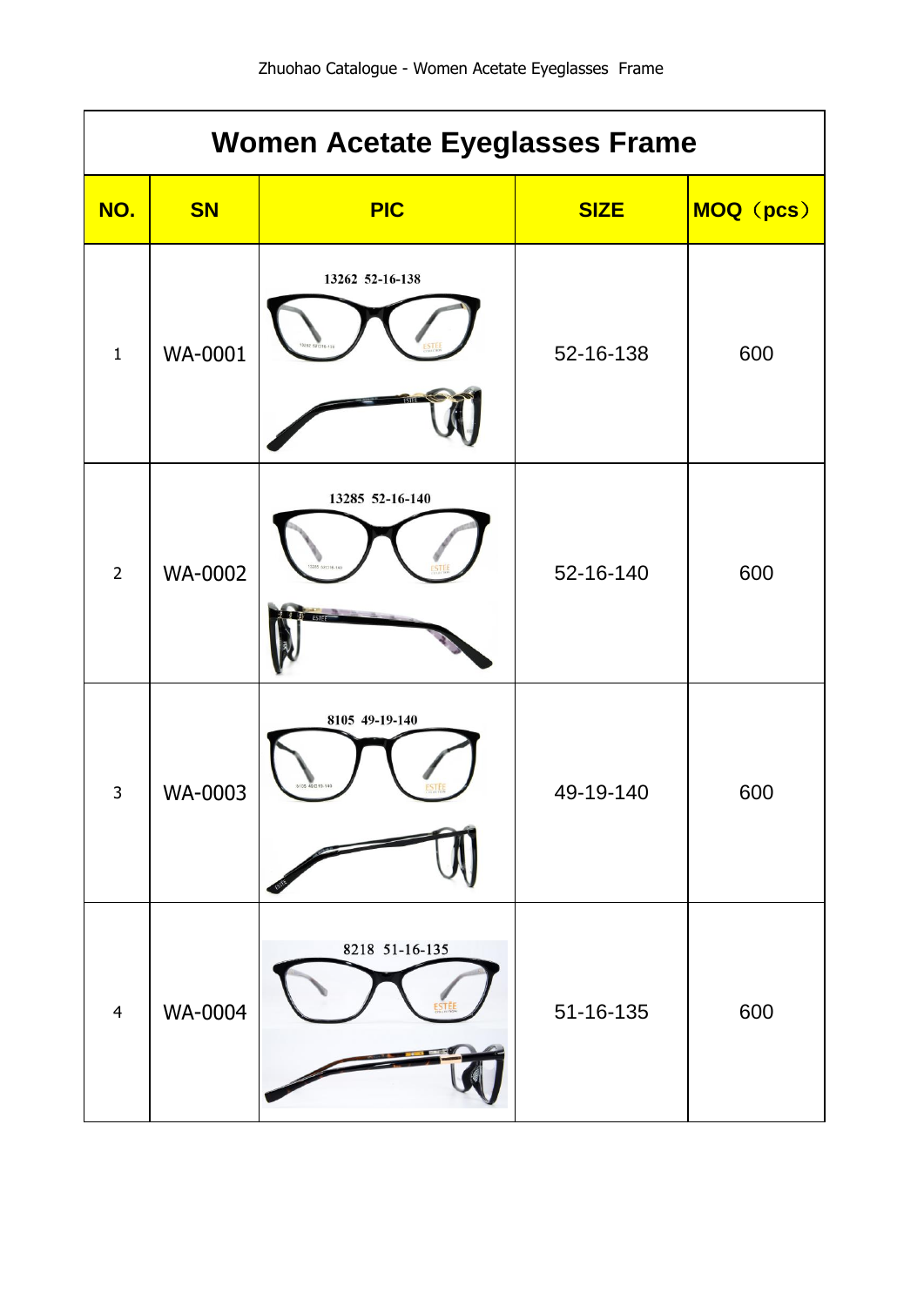Zhuohao Catalogue - Women Acetate Eyeglasses Frame

# Women Acetate Eyeglasses Frame

| NO. | SN | PIC | SIZE | MOQ（pcs） |
|---|---|---|---|---|
| 1 | WA-0001 | 13262 52-16-138 | 52-16-138 | 600 |
| 2 | WA-0002 | 13285 52-16-140 | 52-16-140 | 600 |
| 3 | WA-0003 | 8105 49-19-140 | 49-19-140 | 600 |
| 4 | WA-0004 | 8218 51-16-135 | 51-16-135 | 600 |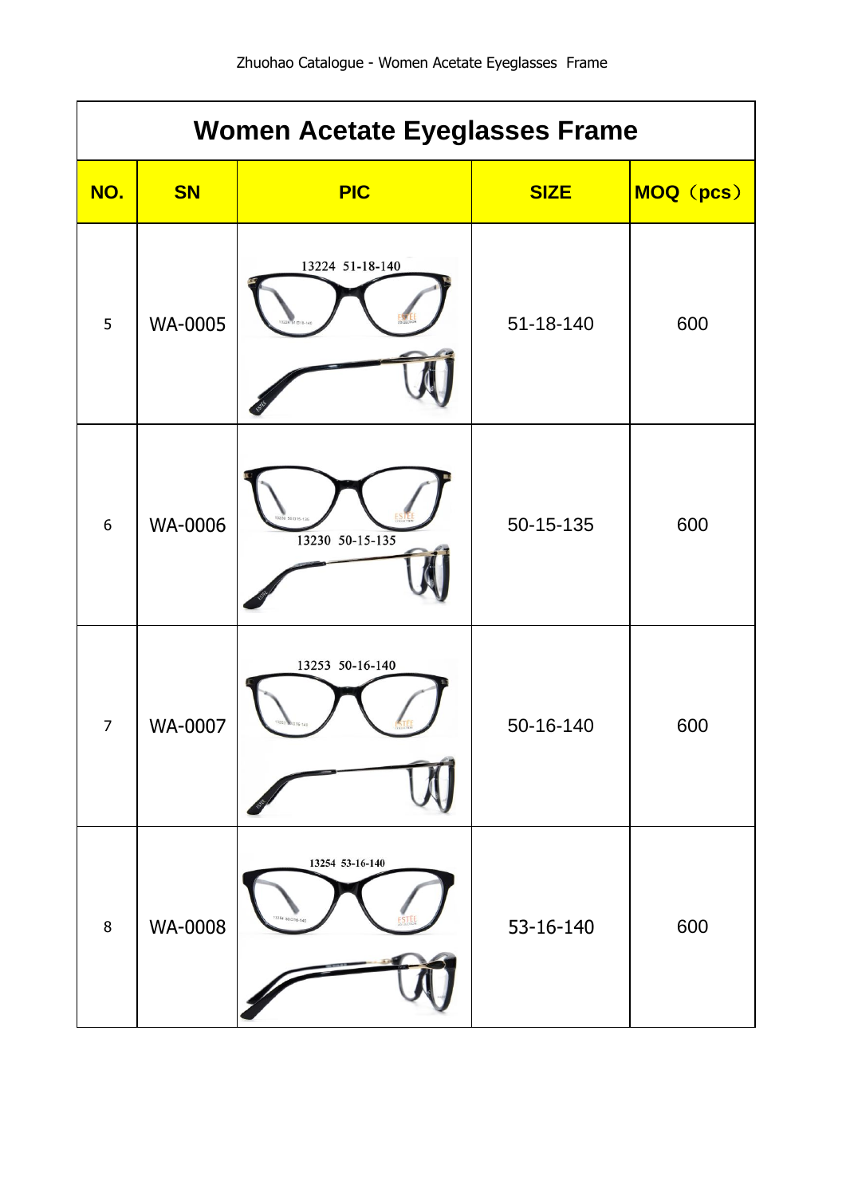# Women Acetate Eyeglasses Frame

| NO. | SN | PIC | SIZE | MOQ（pcs） |
|---|---|---|---|---|
| 5 | WA-0005 | | 51-18-140 | 600 |
| 6 | WA-0006 | | 50-15-135 | 600 |
| 7 | WA-0007 | | 50-16-140 | 600 |
| 8 | WA-0008 | | 53-16-140 | 600 |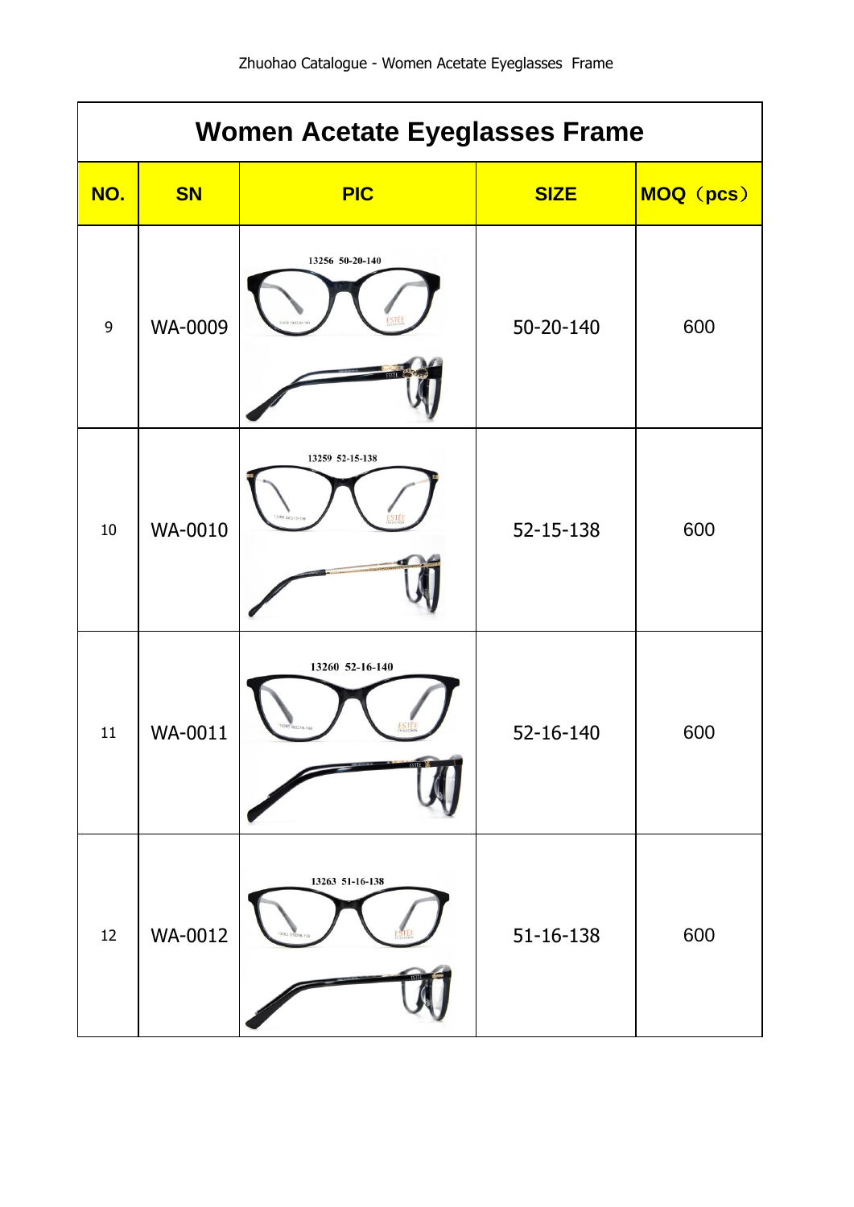# Women Acetate Eyeglasses Frame

| NO. | SN | PIC | SIZE | MOQ（pcs） |
|---|---|---|---|---|
| 9 | WA-0009 | | 50-20-140 | 600 |
| 10 | WA-0010 | | 52-15-138 | 600 |
| 11 | WA-0011 | | 52-16-140 | 600 |
| 12 | WA-0012 | | 51-16-138 | 600 |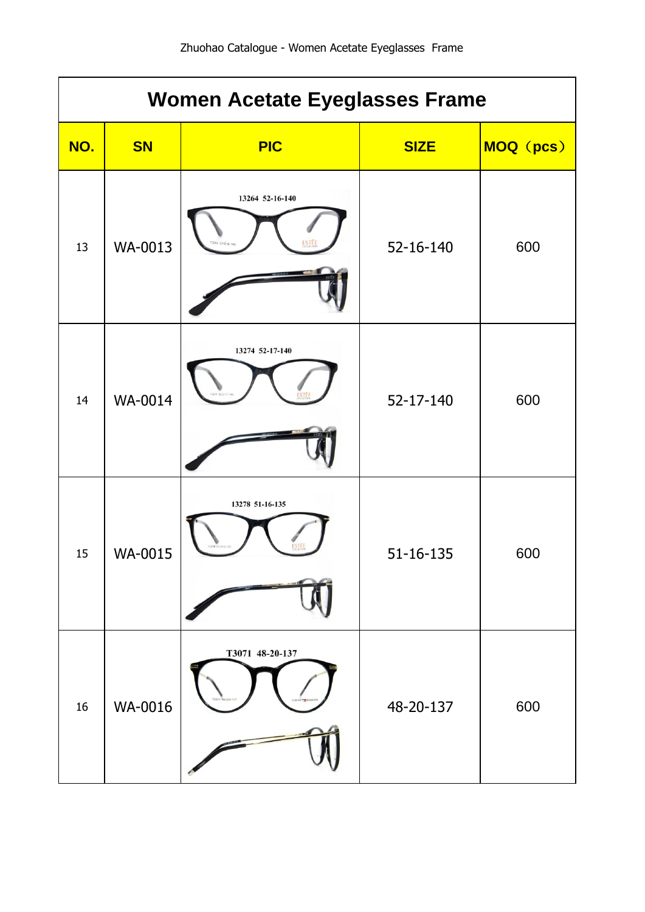# Women Acetate Eyeglasses Frame

| NO. | SN | PIC | SIZE | MOQ（pcs） |
|---|---|---|---|---|
| 13 | WA-0013 | 13264 52-16-140 | 52-16-140 | 600 |
| 14 | WA-0014 | 13274 52-17-140 | 52-17-140 | 600 |
| 15 | WA-0015 | 13278 51-16-135 | 51-16-135 | 600 |
| 16 | WA-0016 | T3071 48-20-137 | 48-20-137 | 600 |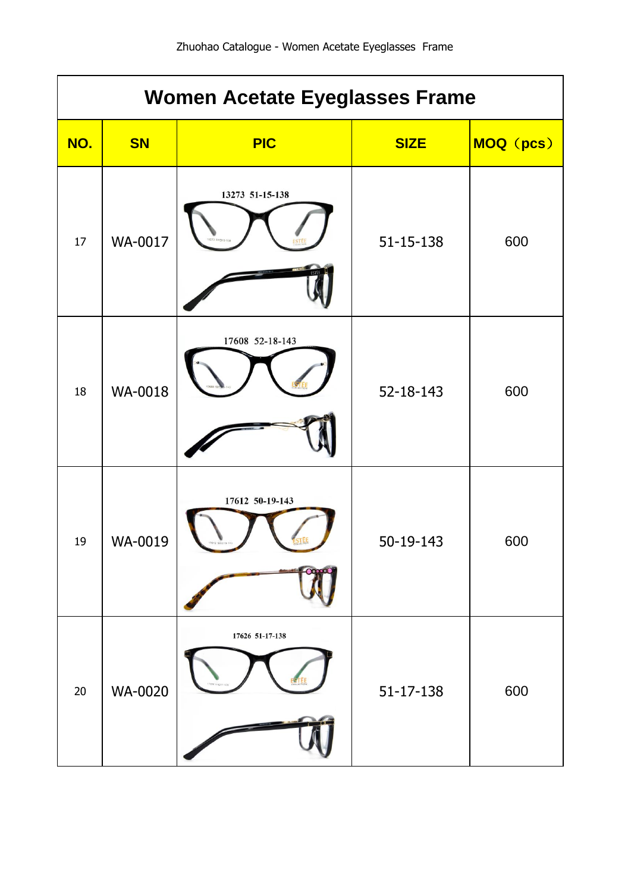| Women Acetate Eyeglasses Frame | | | | |
|---|---|---|---|---|
| **NO.** | **SN** | **PIC** | **SIZE** | **MOQ（pcs）** |
| 17 | WA-0017 | 13273 51-15-138 | 51-15-138 | 600 |
| 18 | WA-0018 | 17608 52-18-143 | 52-18-143 | 600 |
| 19 | WA-0019 | 17612 50-19-143 | 50-19-143 | 600 |
| 20 | WA-0020 | 17626 51-17-138 | 51-17-138 | 600 |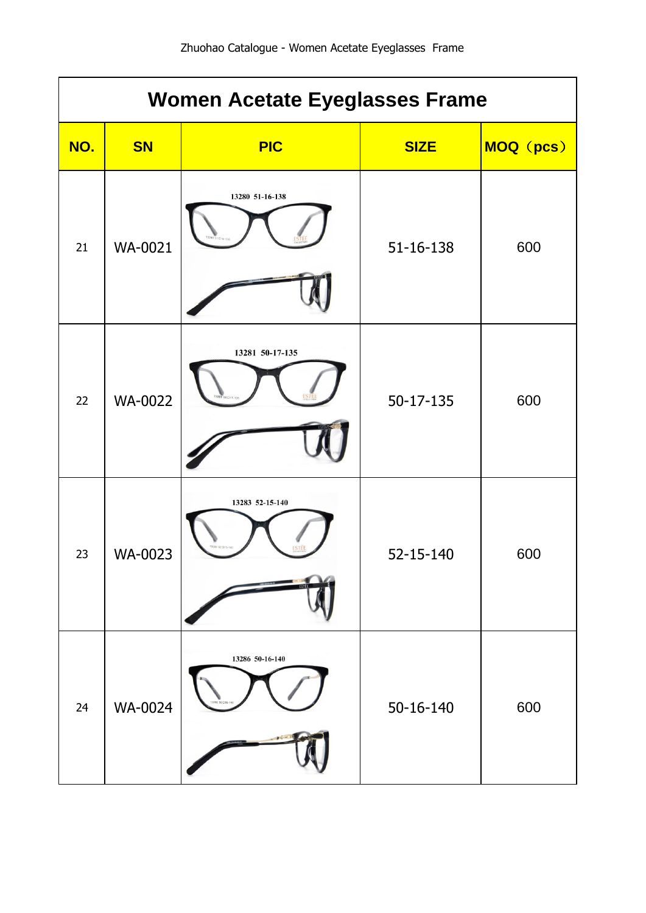| Women Acetate Eyeglasses Frame | | | | |
|---|---|---|---|---|
| **NO.** | **SN** | **PIC** | **SIZE** | **MOQ（pcs）** |
| 21 | WA-0021 | | 51-16-138 | 600 |
| 22 | WA-0022 | | 50-17-135 | 600 |
| 23 | WA-0023 | | 52-15-140 | 600 |
| 24 | WA-0024 | | 50-16-140 | 600 |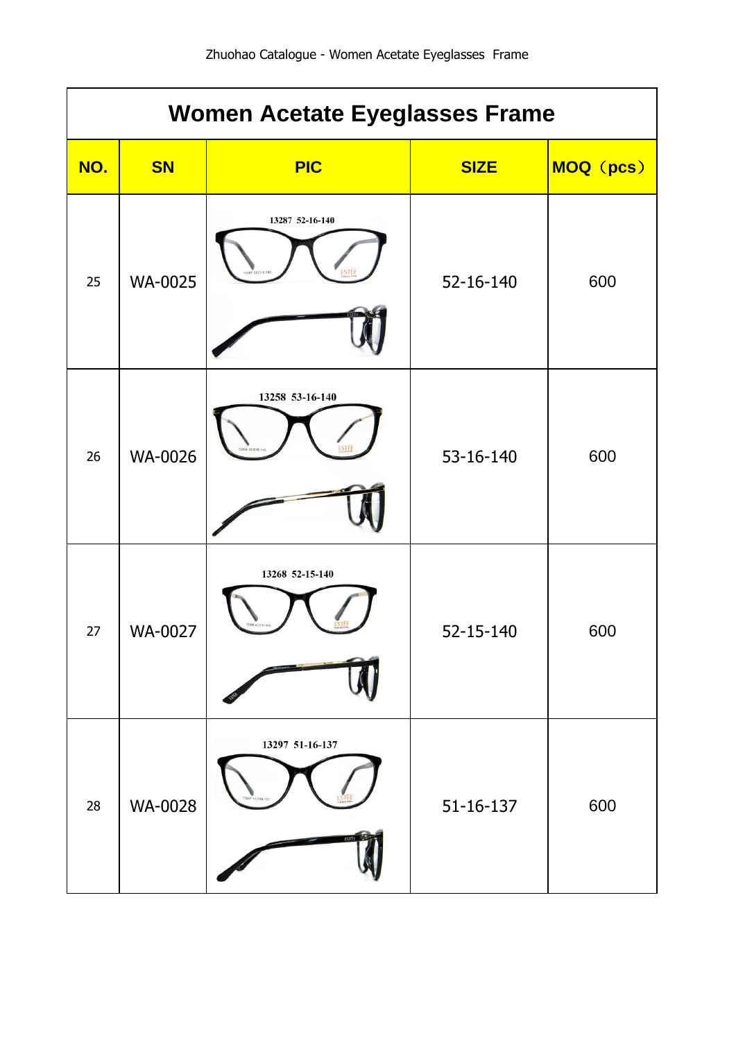# Women Acetate Eyeglasses Frame

| NO. | SN | PIC | SIZE | MOQ（pcs） |
|---|---|---|---|---|
| 25 | WA-0025 | | 52-16-140 | 600 |
| 26 | WA-0026 | | 53-16-140 | 600 |
| 27 | WA-0027 | | 52-15-140 | 600 |
| 28 | WA-0028 | | 51-16-137 | 600 |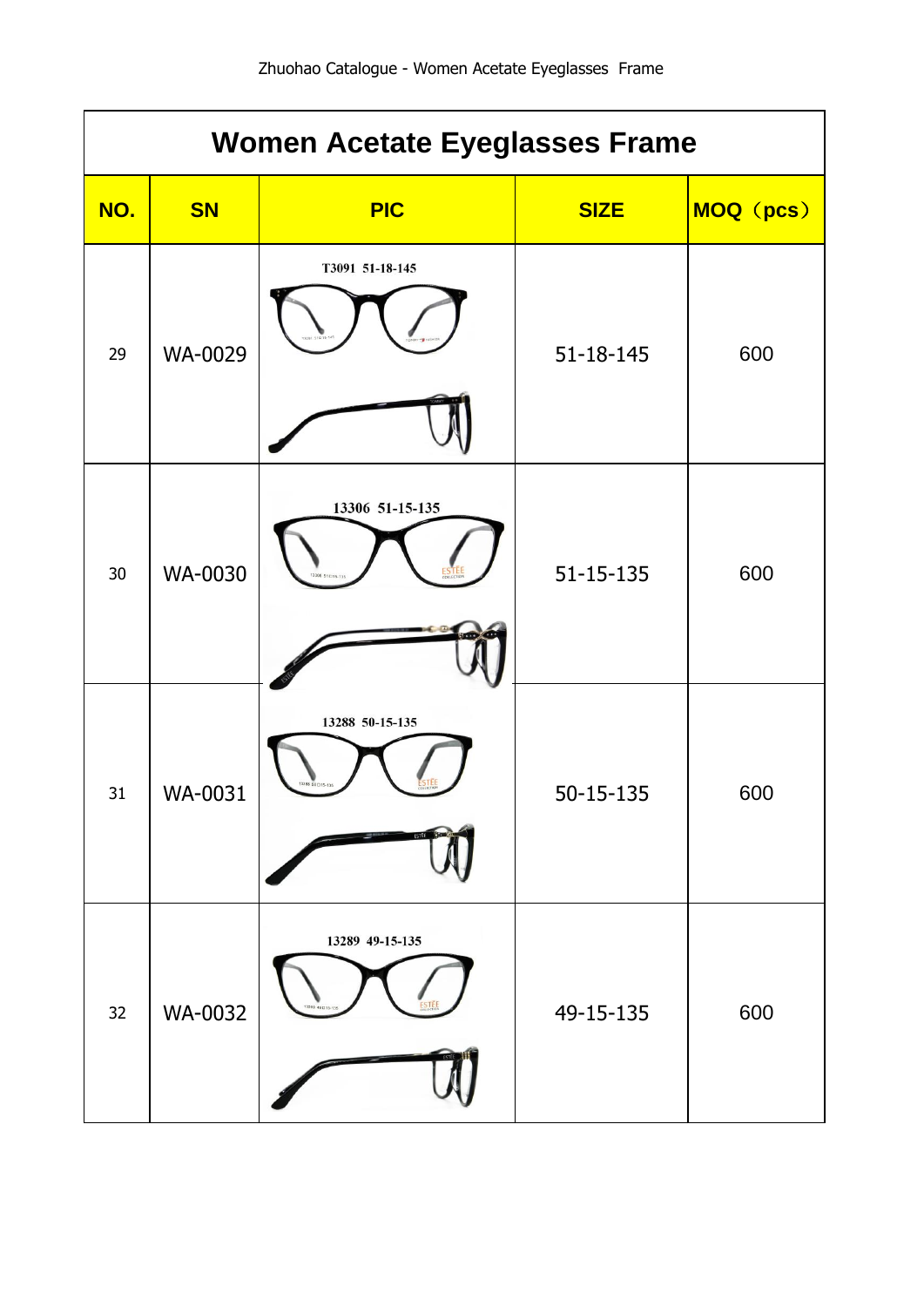# Women Acetate Eyeglasses Frame

| NO. | SN | PIC | SIZE | MOQ（pcs） |
|---|---|---|---|---|
| 29 | WA-0029 | T3091 51-18-145 | 51-18-145 | 600 |
| 30 | WA-0030 | 13306 51-15-135 | 51-15-135 | 600 |
| 31 | WA-0031 | 13288 50-15-135 | 50-15-135 | 600 |
| 32 | WA-0032 | 13289 49-15-135 | 49-15-135 | 600 |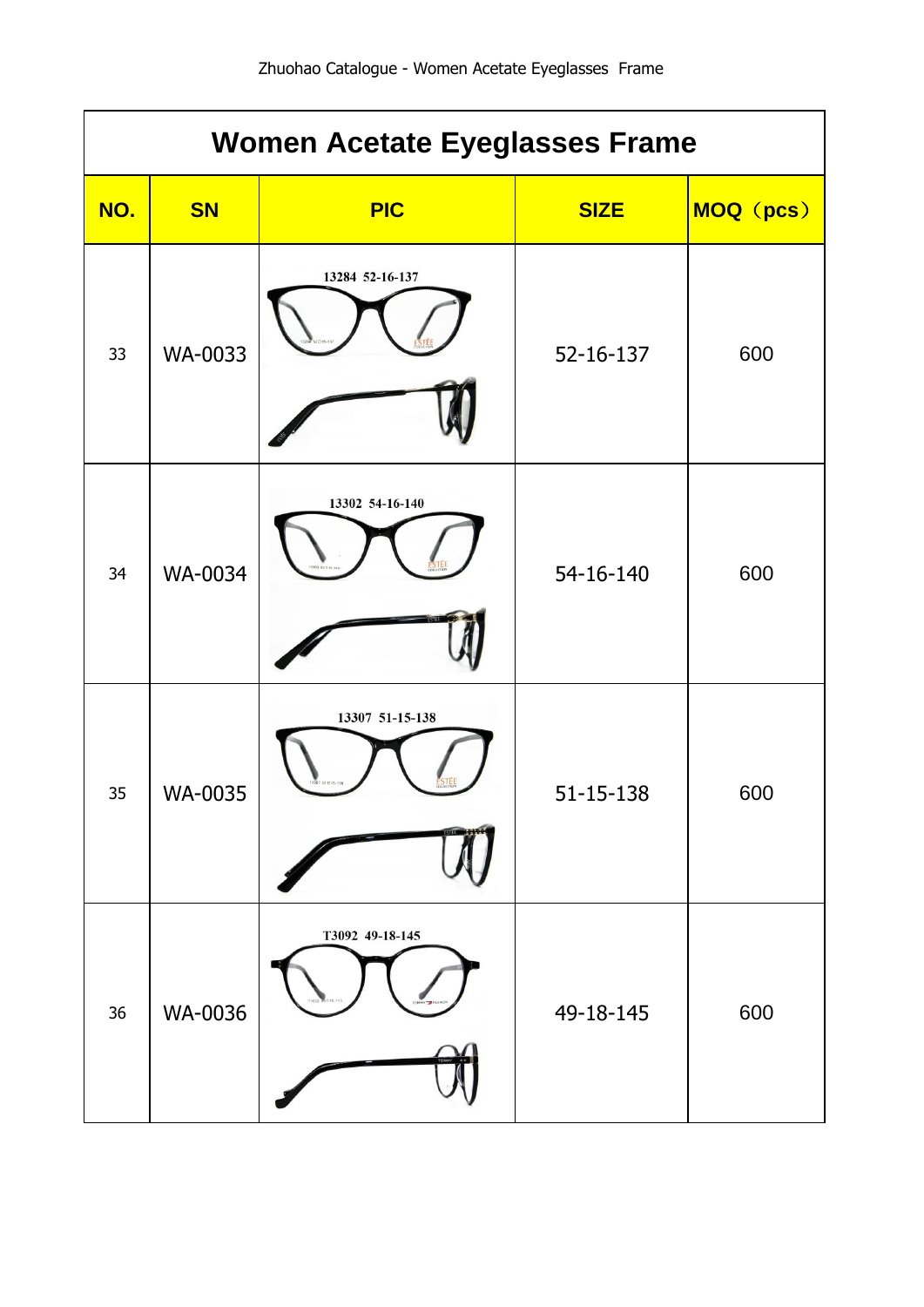# Women Acetate Eyeglasses Frame

| NO. | SN | PIC | SIZE | MOQ（pcs） |
|---|---|---|---|---|
| 33 | WA-0033 | 13284 52-16-137 | 52-16-137 | 600 |
| 34 | WA-0034 | 13302 54-16-140 | 54-16-140 | 600 |
| 35 | WA-0035 | 13307 51-15-138 | 51-15-138 | 600 |
| 36 | WA-0036 | T3092 49-18-145 | 49-18-145 | 600 |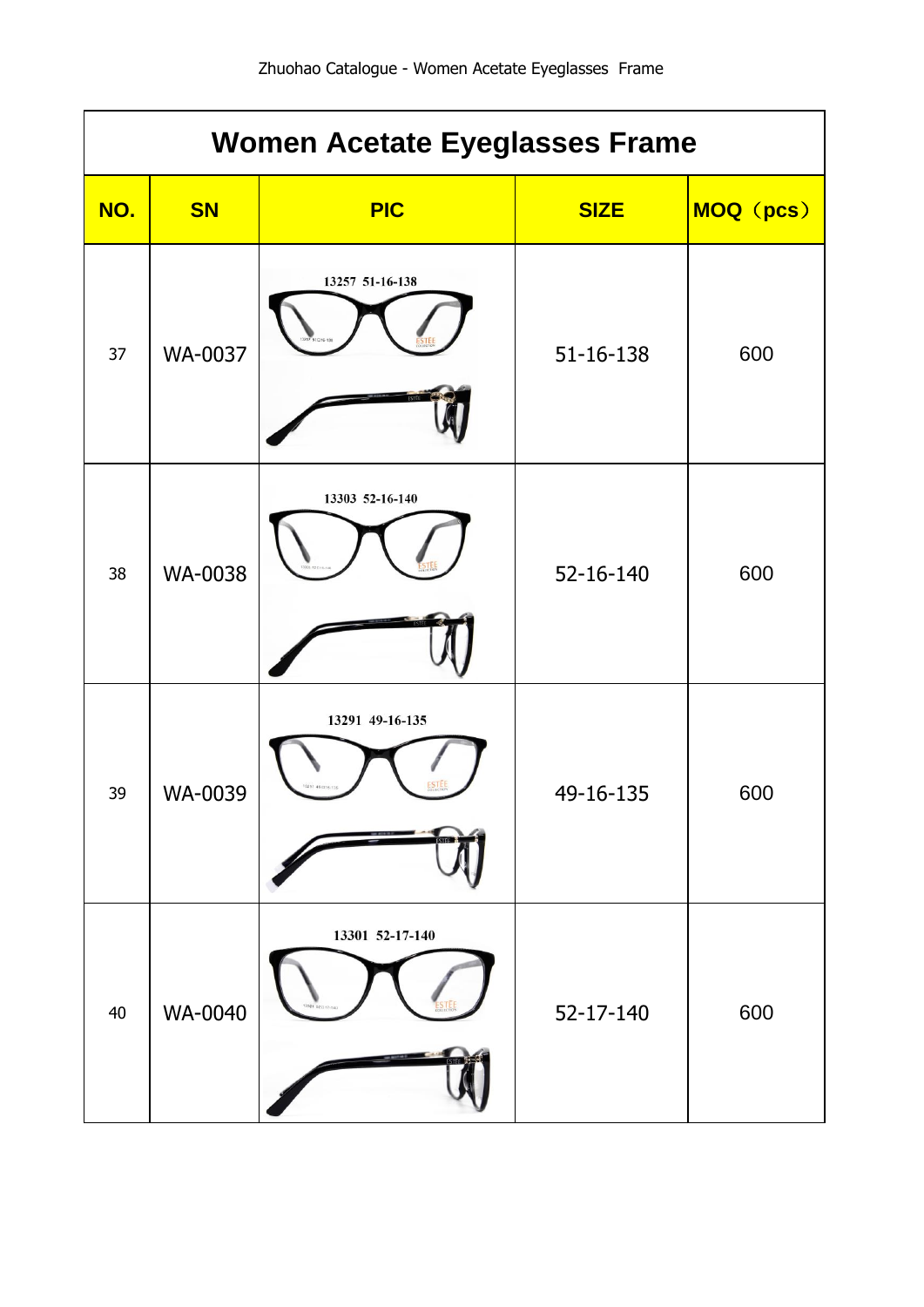# Women Acetate Eyeglasses Frame

| NO. | SN | PIC | SIZE | MOQ（pcs） |
|---|---|---|---|---|
| 37 | WA-0037 | 13257 51-16-138 | 51-16-138 | 600 |
| 38 | WA-0038 | 13303 52-16-140 | 52-16-140 | 600 |
| 39 | WA-0039 | 13291 49-16-135 | 49-16-135 | 600 |
| 40 | WA-0040 | 13301 52-17-140 | 52-17-140 | 600 |